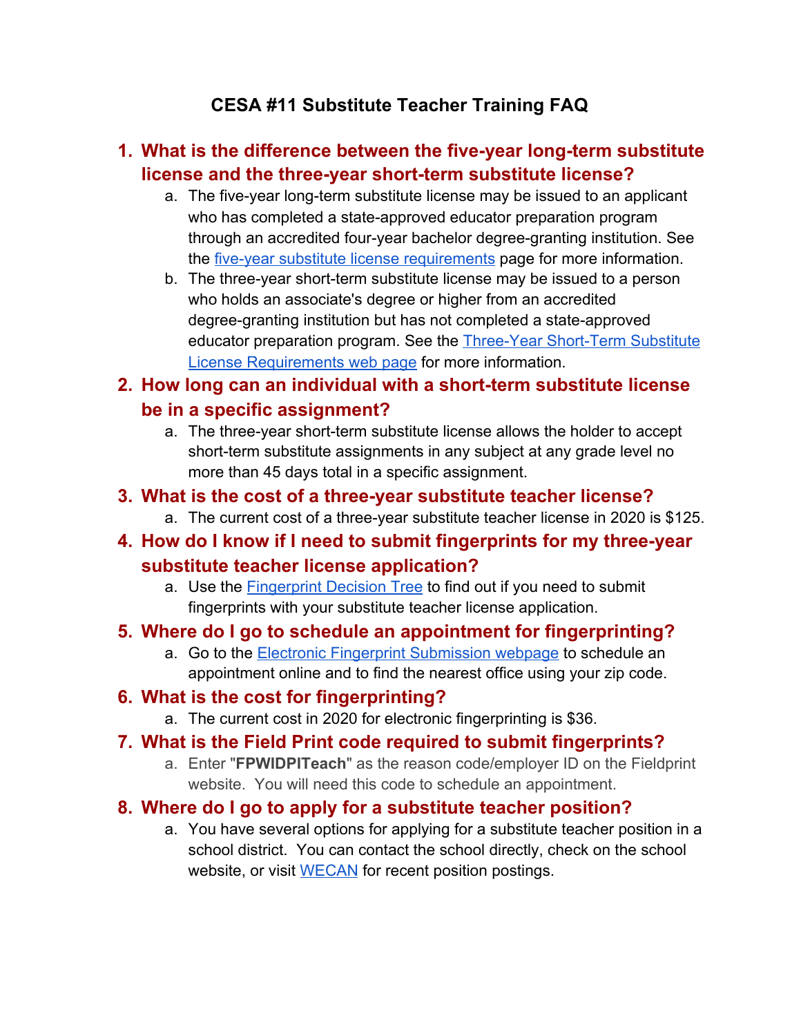# CESA #11 Substitute Teacher Training FAQ

1. **What is the difference between the five-year long-term substitute license and the three-year short-term substitute license?**
   a. The five-year long-term substitute license may be issued to an applicant who has completed a state-approved educator preparation program through an accredited four-year bachelor degree-granting institution. See the five-year substitute license requirements page for more information.
   b. The three-year short-term substitute license may be issued to a person who holds an associate's degree or higher from an accredited degree-granting institution but has not completed a state-approved educator preparation program. See the Three-Year Short-Term Substitute License Requirements web page for more information.

2. **How long can an individual with a short-term substitute license be in a specific assignment?**
   a. The three-year short-term substitute license allows the holder to accept short-term substitute assignments in any subject at any grade level no more than 45 days total in a specific assignment.

3. **What is the cost of a three-year substitute teacher license?**
   a. The current cost of a three-year substitute teacher license in 2020 is $125.

4. **How do I know if I need to submit fingerprints for my three-year substitute teacher license application?**
   a. Use the Fingerprint Decision Tree to find out if you need to submit fingerprints with your substitute teacher license application.

5. **Where do I go to schedule an appointment for fingerprinting?**
   a. Go to the Electronic Fingerprint Submission webpage to schedule an appointment online and to find the nearest office using your zip code.

6. **What is the cost for fingerprinting?**
   a. The current cost in 2020 for electronic fingerprinting is $36.

7. **What is the Field Print code required to submit fingerprints?**
   a. Enter "**FPWIDPITeach**" as the reason code/employer ID on the Fieldprint website. You will need this code to schedule an appointment.

8. **Where do I go to apply for a substitute teacher position?**
   a. You have several options for applying for a substitute teacher position in a school district. You can contact the school directly, check on the school website, or visit WECAN for recent position postings.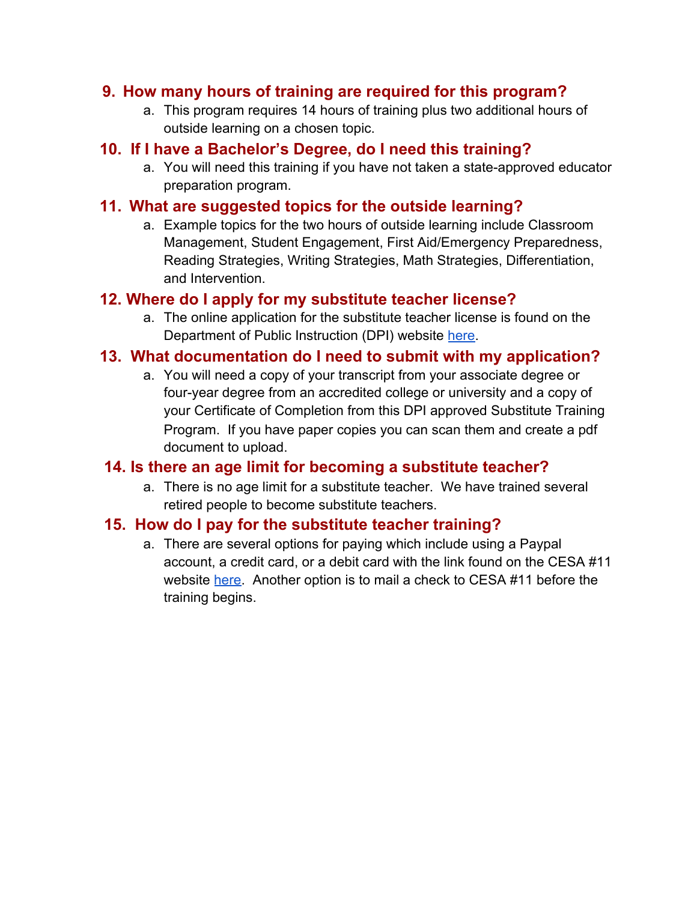### 9. How many hours of training are required for this program?

a. This program requires 14 hours of training plus two additional hours of outside learning on a chosen topic.

### 10. If I have a Bachelor's Degree, do I need this training?

a. You will need this training if you have not taken a state-approved educator preparation program.

### 11. What are suggested topics for the outside learning?

a. Example topics for the two hours of outside learning include Classroom Management, Student Engagement, First Aid/Emergency Preparedness, Reading Strategies, Writing Strategies, Math Strategies, Differentiation, and Intervention.

### 12. Where do I apply for my substitute teacher license?

a. The online application for the substitute teacher license is found on the Department of Public Instruction (DPI) website here.

### 13. What documentation do I need to submit with my application?

a. You will need a copy of your transcript from your associate degree or four-year degree from an accredited college or university and a copy of your Certificate of Completion from this DPI approved Substitute Training Program. If you have paper copies you can scan them and create a pdf document to upload.

### 14. Is there an age limit for becoming a substitute teacher?

a. There is no age limit for a substitute teacher. We have trained several retired people to become substitute teachers.

### 15. How do I pay for the substitute teacher training?

a. There are several options for paying which include using a Paypal account, a credit card, or a debit card with the link found on the CESA #11 website here. Another option is to mail a check to CESA #11 before the training begins.